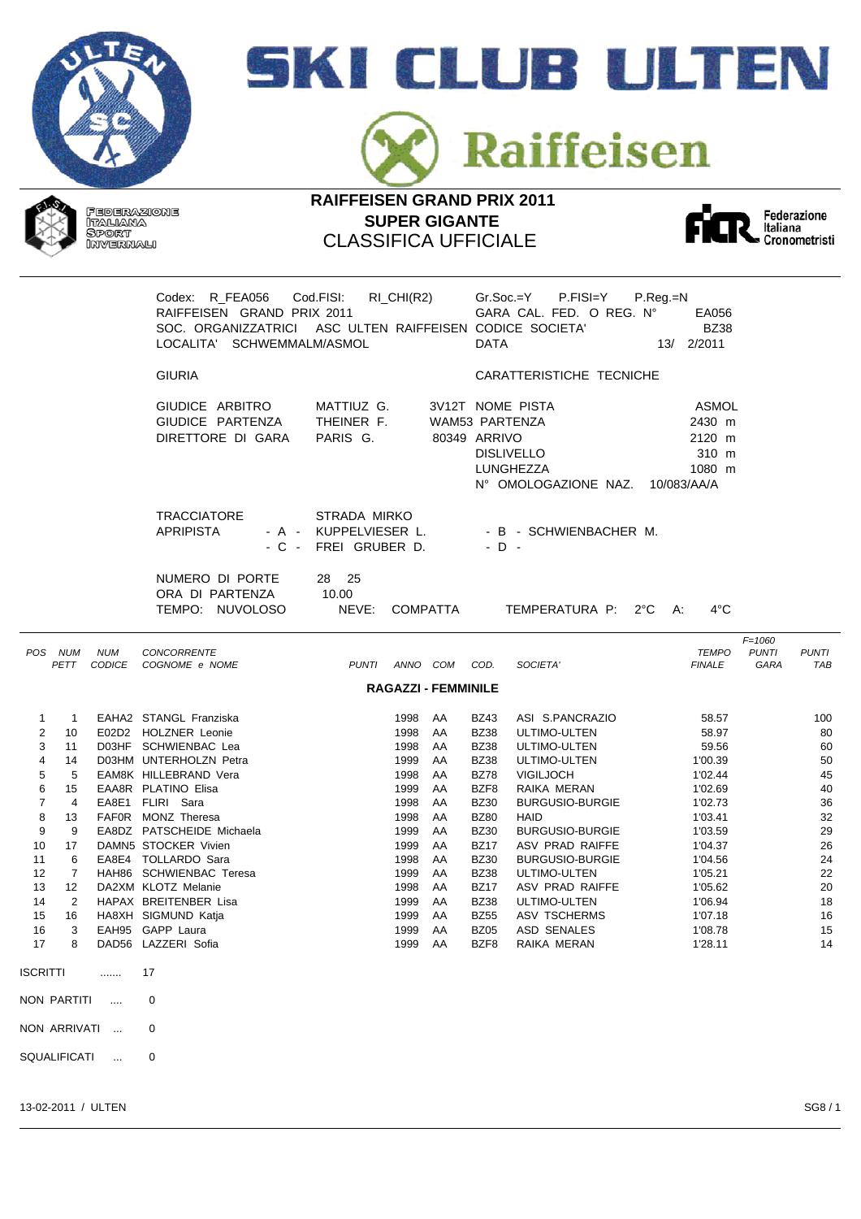# SKI CLUB ULTEN

Raiffeisen

FEDERAZIONE ITALIANA SPORT INVERNALI

## RAIFFEISEN GRAND PRIX 2011
## SUPER GIGANTE
## CLASSIFICA UFFICIALE

Federazione Italiana Cronometristi

Codex: R_FEA056 Cod.FISI: RI_CHI(R2) Gr.Soc.=Y P.FISI=Y P.Reg.=N
RAIFFEISEN GRAND PRIX 2011 GARA CAL. FED. O REG. N° EA056
SOC. ORGANIZZATRICI ASC ULTEN RAIFFEISEN CODICE SOCIETA' BZ38
LOCALITA' SCHWEMMALM/ASMOL DATA 13/ 2/2011

GIURIA

GIUDICE ARBITRO MATTIUZ G. 3V12T
GIUDICE PARTENZA THEINER F. WAM53
DIRETTORE DI GARA PARIS G. 80349

CARATTERISTICHE TECNICHE

NOME PISTA ASMOL
PARTENZA 2430 m
ARRIVO 2120 m
DISLIVELLO 310 m
LUNGHEZZA 1080 m
N° OMOLOGAZIONE NAZ. 10/083/AA/A

TRACCIATORE STRADA MIRKO
APRIPISTA - A - KUPPELVIESER L. - B - SCHWIENBACHER M.
- C - FREI GRUBER D. - D -

NUMERO DI PORTE 28 25
ORA DI PARTENZA 10.00
TEMPO: NUVOLOSO NEVE: COMPATTA TEMPERATURA P: 2°C A: 4°C

F=1060

| POS | NUM PETT | NUM CODICE | CONCORRENTE COGNOME e NOME | PUNTI | ANNO | COM | COD. | SOCIETA' | TEMPO FINALE | PUNTI GARA | PUNTI TAB |
|---|---|---|---|---|---|---|---|---|---|---|---|
| | | | **RAGAZZI - FEMMINILE** | | | | | | | | |
| 1 | 1 | EAHA2 | STANGL Franziska | | 1998 | AA | BZ43 | ASI S.PANCRAZIO | 58.57 | | 100 |
| 2 | 10 | E02D2 | HOLZNER Leonie | | 1998 | AA | BZ38 | ULTIMO-ULTEN | 58.97 | | 80 |
| 3 | 11 | D03HF | SCHWIENBAC Lea | | 1998 | AA | BZ38 | ULTIMO-ULTEN | 59.56 | | 60 |
| 4 | 14 | D03HM | UNTERHOLZN Petra | | 1999 | AA | BZ38 | ULTIMO-ULTEN | 1'00.39 | | 50 |
| 5 | 5 | EAM8K | HILLEBRAND Vera | | 1998 | AA | BZ78 | VIGILJOCH | 1'02.44 | | 45 |
| 6 | 15 | EAA8R | PLATINO Elisa | | 1999 | AA | BZF8 | RAIKA MERAN | 1'02.69 | | 40 |
| 7 | 4 | EA8E1 | FLIRI Sara | | 1998 | AA | BZ30 | BURGUSIO-BURGIE | 1'02.73 | | 36 |
| 8 | 13 | FAF0R | MONZ Theresa | | 1998 | AA | BZ80 | HAID | 1'03.41 | | 32 |
| 9 | 9 | EA8DZ | PATSCHEIDE Michaela | | 1999 | AA | BZ30 | BURGUSIO-BURGIE | 1'03.59 | | 29 |
| 10 | 17 | DAMN5 | STOCKER Vivien | | 1999 | AA | BZ17 | ASV PRAD RAIFFE | 1'04.37 | | 26 |
| 11 | 6 | EA8E4 | TOLLARDO Sara | | 1998 | AA | BZ30 | BURGUSIO-BURGIE | 1'04.56 | | 24 |
| 12 | 7 | HAH86 | SCHWIENBAC Teresa | | 1999 | AA | BZ38 | ULTIMO-ULTEN | 1'05.21 | | 22 |
| 13 | 12 | DA2XM | KLOTZ Melanie | | 1998 | AA | BZ17 | ASV PRAD RAIFFE | 1'05.62 | | 20 |
| 14 | 2 | HAPAX | BREITENBER Lisa | | 1999 | AA | BZ38 | ULTIMO-ULTEN | 1'06.94 | | 18 |
| 15 | 16 | HA8XH | SIGMUND Katja | | 1999 | AA | BZ55 | ASV TSCHERMS | 1'07.18 | | 16 |
| 16 | 3 | EAH95 | GAPP Laura | | 1999 | AA | BZ05 | ASD SENALES | 1'08.78 | | 15 |
| 17 | 8 | DAD56 | LAZZERI Sofia | | 1999 | AA | BZF8 | RAIKA MERAN | 1'28.11 | | 14 |

ISCRITTI ....... 17

NON PARTITI .... 0

NON ARRIVATI ... 0

SQUALIFICATI ... 0

13-02-2011 / ULTEN SG8 / 1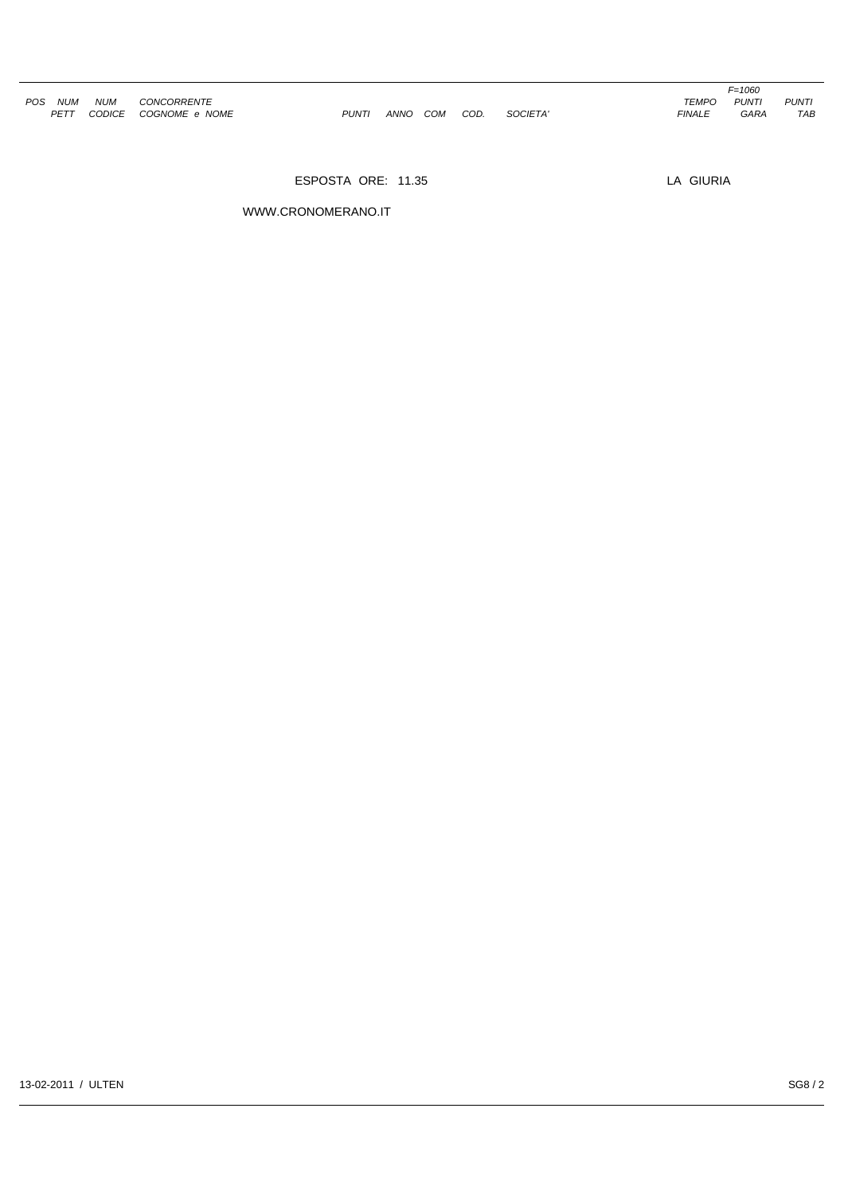| POS | NUM PETT | NUM CODICE | CONCORRENTE COGNOME e NOME | PUNTI | ANNO | COM | COD. | SOCIETA' | TEMPO FINALE | F=1060 PUNTI GARA | PUNTI TAB |
|---|---|---|---|---|---|---|---|---|---|---|---|

ESPOSTA ORE: 11.35

LA GIURIA

WWW.CRONOMERANO.IT

13-02-2011 / ULTEN

SG8 / 2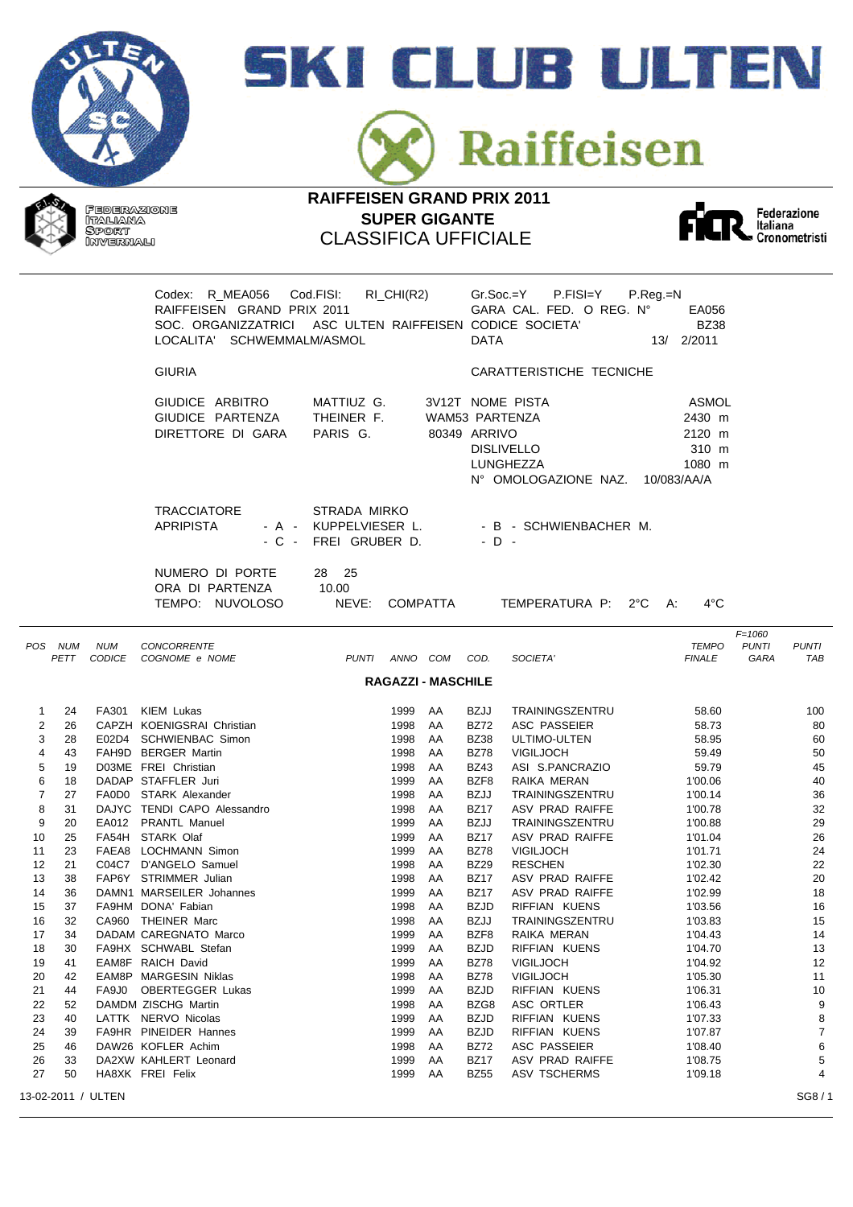# SKI CLUB ULTEN

# Raiffeisen

FEDERAZIONE ITALIANA SPORT INVERNALI

## RAIFFEISEN GRAND PRIX 2011
## SUPER GIGANTE
## CLASSIFICA UFFICIALE

Federazione Italiana Cronometristi

Codex: R_MEA056 Cod.FISI: RI_CHI(R2) Gr.Soc.=Y P.FISI=Y P.Reg.=N
RAIFFEISEN GRAND PRIX 2011 GARA CAL. FED. O REG. N° EA056
SOC. ORGANIZZATRICI ASC ULTEN RAIFFEISEN CODICE SOCIETA' BZ38
LOCALITA' SCHWEMMALM/ASMOL DATA 13/ 2/2011

GIURIA

| | | | |
|---|---|---|---|
| GIUDICE ARBITRO | MATTIUZ G. | 3V12T | |
| GIUDICE PARTENZA | THEINER F. | WAM53 | |
| DIRETTORE DI GARA | PARIS G. | 80349 | |

CARATTERISTICHE TECNICHE

| | |
|---|---|
| NOME PISTA | ASMOL |
| PARTENZA | 2430 m |
| ARRIVO | 2120 m |
| DISLIVELLO | 310 m |
| LUNGHEZZA | 1080 m |
| N° OMOLOGAZIONE NAZ. | 10/083/AA/A |

TRACCIATORE STRADA MIRKO
APRIPISTA - A - KUPPELVIESER L. - B - SCHWIENBACHER M.
- C - FREI GRUBER D. - D -

NUMERO DI PORTE 28 25
ORA DI PARTENZA 10.00
TEMPO: NUVOLOSO NEVE: COMPATTA TEMPERATURA P: 2°C A: 4°C

### RAGAZZI - MASCHILE

| POS | NUM PETT | NUM CODICE | CONCORRENTE COGNOME e NOME | PUNTI | ANNO | COM | COD. | SOCIETA' | TEMPO FINALE | F=1060 PUNTI GARA | PUNTI TAB |
|---|---|---|---|---|---|---|---|---|---|---|---|
| 1 | 24 | FA301 | KIEM Lukas | | 1999 | AA | BZJJ | TRAININGSZENTRU | 58.60 | | 100 |
| 2 | 26 | CAPZH | KOENIGSRAI Christian | | 1998 | AA | BZ72 | ASC PASSEIER | 58.73 | | 80 |
| 3 | 28 | E02D4 | SCHWIENBAC Simon | | 1998 | AA | BZ38 | ULTIMO-ULTEN | 58.95 | | 60 |
| 4 | 43 | FAH9D | BERGER Martin | | 1998 | AA | BZ78 | VIGILJOCH | 59.49 | | 50 |
| 5 | 19 | D03ME | FREI Christian | | 1998 | AA | BZ43 | ASI S.PANCRAZIO | 59.79 | | 45 |
| 6 | 18 | DADAP | STAFFLER Juri | | 1999 | AA | BZF8 | RAIKA MERAN | 1'00.06 | | 40 |
| 7 | 27 | FA0D0 | STARK Alexander | | 1998 | AA | BZJJ | TRAININGSZENTRU | 1'00.14 | | 36 |
| 8 | 31 | DAJYC | TENDI CAPO Alessandro | | 1998 | AA | BZ17 | ASV PRAD RAIFFE | 1'00.78 | | 32 |
| 9 | 20 | EA012 | PRANTL Manuel | | 1999 | AA | BZJJ | TRAININGSZENTRU | 1'00.88 | | 29 |
| 10 | 25 | FA54H | STARK Olaf | | 1999 | AA | BZ17 | ASV PRAD RAIFFE | 1'01.04 | | 26 |
| 11 | 23 | FAEA8 | LOCHMANN Simon | | 1999 | AA | BZ78 | VIGILJOCH | 1'01.71 | | 24 |
| 12 | 21 | C04C7 | D'ANGELO Samuel | | 1998 | AA | BZ29 | RESCHEN | 1'02.30 | | 22 |
| 13 | 38 | FAP6Y | STRIMMER Julian | | 1998 | AA | BZ17 | ASV PRAD RAIFFE | 1'02.42 | | 20 |
| 14 | 36 | DAMN1 | MARSEILER Johannes | | 1999 | AA | BZ17 | ASV PRAD RAIFFE | 1'02.99 | | 18 |
| 15 | 37 | FA9HM | DONA' Fabian | | 1998 | AA | BZJD | RIFFIAN KUENS | 1'03.56 | | 16 |
| 16 | 32 | CA960 | THEINER Marc | | 1998 | AA | BZJJ | TRAININGSZENTRU | 1'03.83 | | 15 |
| 17 | 34 | DADAM | CAREGNATO Marco | | 1999 | AA | BZF8 | RAIKA MERAN | 1'04.43 | | 14 |
| 18 | 30 | FA9HX | SCHWABL Stefan | | 1999 | AA | BZJD | RIFFIAN KUENS | 1'04.70 | | 13 |
| 19 | 41 | EAM8F | RAICH David | | 1999 | AA | BZ78 | VIGILJOCH | 1'04.92 | | 12 |
| 20 | 42 | EAM8P | MARGESIN Niklas | | 1998 | AA | BZ78 | VIGILJOCH | 1'05.30 | | 11 |
| 21 | 44 | FA9J0 | OBERTEGGER Lukas | | 1999 | AA | BZJD | RIFFIAN KUENS | 1'06.31 | | 10 |
| 22 | 52 | DAMDM | ZISCHG Martin | | 1998 | AA | BZG8 | ASC ORTLER | 1'06.43 | | 9 |
| 23 | 40 | LATTK | NERVO Nicolas | | 1999 | AA | BZJD | RIFFIAN KUENS | 1'07.33 | | 8 |
| 24 | 39 | FA9HR | PINEIDER Hannes | | 1999 | AA | BZJD | RIFFIAN KUENS | 1'07.87 | | 7 |
| 25 | 46 | DAW26 | KOFLER Achim | | 1998 | AA | BZ72 | ASC PASSEIER | 1'08.40 | | 6 |
| 26 | 33 | DA2XW | KAHLERT Leonard | | 1999 | AA | BZ17 | ASV PRAD RAIFFE | 1'08.75 | | 5 |
| 27 | 50 | HA8XK | FREI Felix | | 1999 | AA | BZ55 | ASV TSCHERMS | 1'09.18 | | 4 |

13-02-2011 / ULTEN SG8 / 1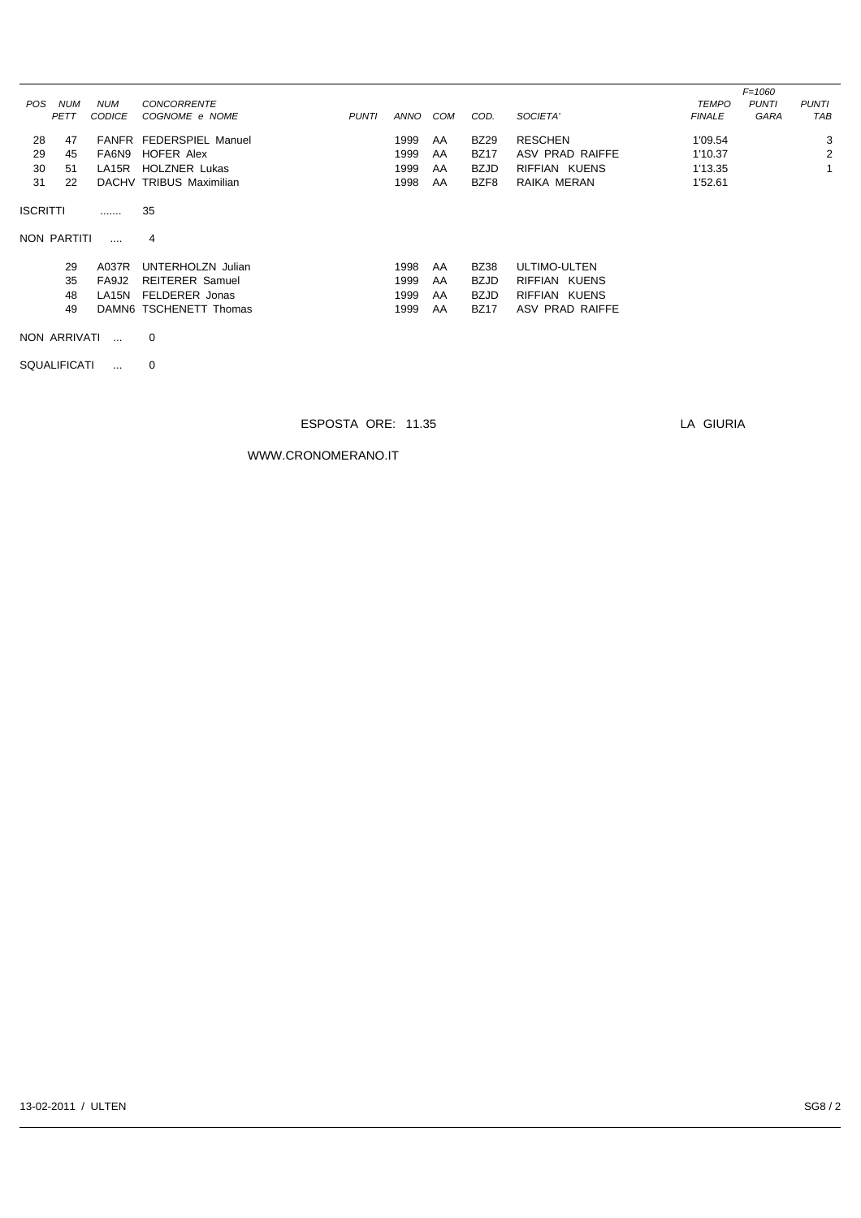| POS | NUM PETT | NUM CODICE | CONCORRENTE COGNOME e NOME | PUNTI | ANNO | COM | COD. | SOCIETA' | TEMPO FINALE | F=1060 PUNTI GARA | PUNTI TAB |
|---|---|---|---|---|---|---|---|---|---|---|---|
| 28 | 47 | FANFR | FEDERSPIEL Manuel | | 1999 | AA | BZ29 | RESCHEN | 1'09.54 | | 3 |
| 29 | 45 | FA6N9 | HOFER Alex | | 1999 | AA | BZ17 | ASV PRAD RAIFFE | 1'10.37 | | 2 |
| 30 | 51 | LA15R | HOLZNER Lukas | | 1999 | AA | BZJD | RIFFIAN KUENS | 1'13.35 | | 1 |
| 31 | 22 | DACHV | TRIBUS Maximilian | | 1998 | AA | BZF8 | RAIKA MERAN | 1'52.61 | | |

ISCRITTI ....... 35

NON PARTITI .... 4

| NUM PETT | NUM CODICE | COGNOME e NOME | ANNO | COM | COD. | SOCIETA' |
|---|---|---|---|---|---|---|
| 29 | A037R | UNTERHOLZN Julian | 1998 | AA | BZ38 | ULTIMO-ULTEN |
| 35 | FA9J2 | REITERER Samuel | 1999 | AA | BZJD | RIFFIAN KUENS |
| 48 | LA15N | FELDERER Jonas | 1999 | AA | BZJD | RIFFIAN KUENS |
| 49 | DAMN6 | TSCHENETT Thomas | 1999 | AA | BZ17 | ASV PRAD RAIFFE |

NON ARRIVATI ... 0

SQUALIFICATI ... 0

ESPOSTA ORE: 11.35

LA GIURIA

WWW.CRONOMERANO.IT

13-02-2011 / ULTEN

SG8 / 2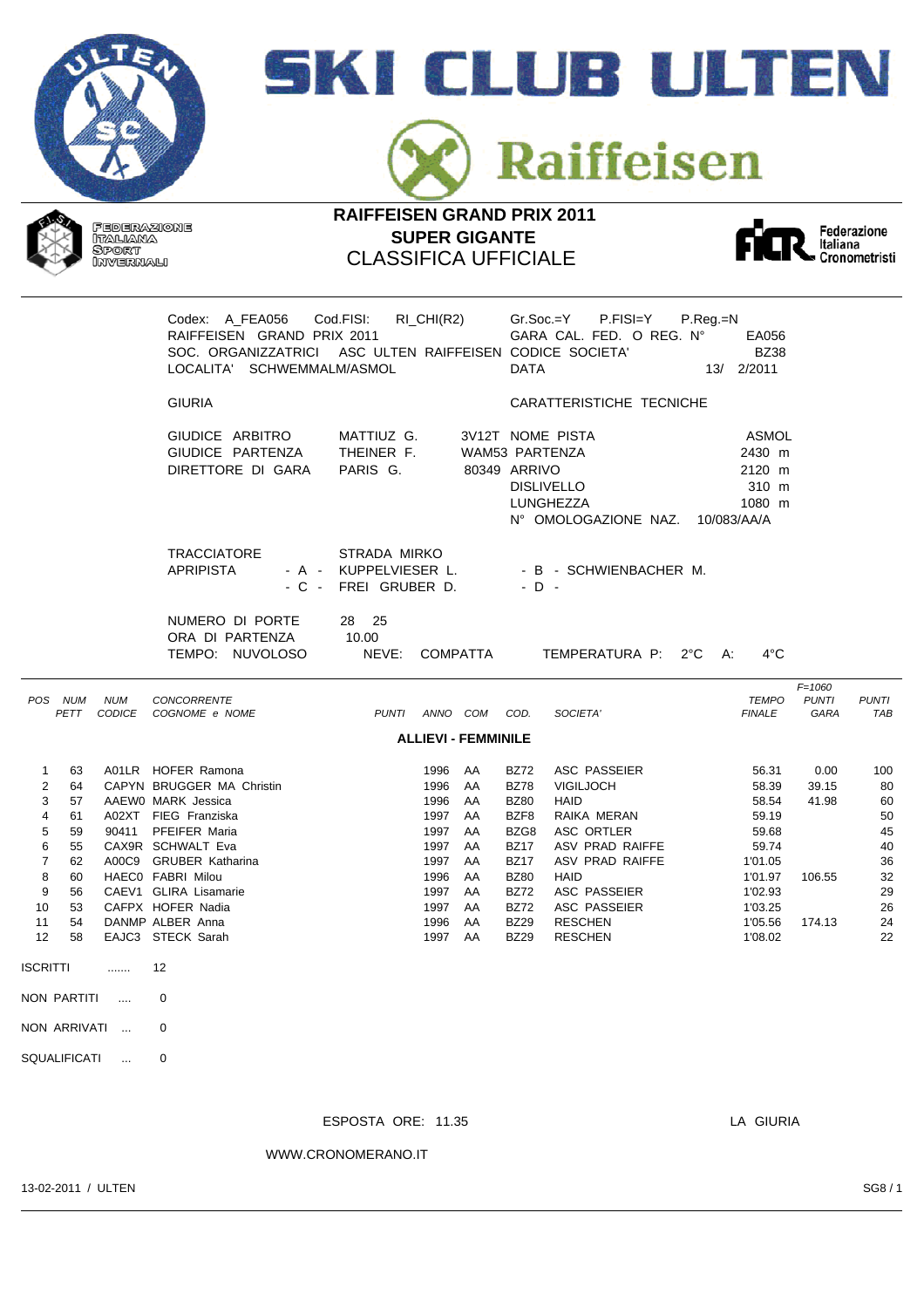# SKI CLUB ULTEN

# Raiffeisen

FEDERAZIONE ITALIANA SPORT INVERNALI

## RAIFFEISEN GRAND PRIX 2011
## SUPER GIGANTE
## CLASSIFICA UFFICIALE

Federazione Italiana Cronometristi

Codex: A_FEA056 Cod.FISI: RI_CHI(R2) Gr.Soc.=Y P.FISI=Y P.Reg.=N
RAIFFEISEN GRAND PRIX 2011 GARA CAL. FED. O REG. N° EA056
SOC. ORGANIZZATRICI ASC ULTEN RAIFFEISEN CODICE SOCIETA' BZ38
LOCALITA' SCHWEMMALM/ASMOL DATA 13/ 2/2011

GIURIA — CARATTERISTICHE TECNICHE

GIUDICE ARBITRO MATTIUZ G. 3V12T NOME PISTA ASMOL
GIUDICE PARTENZA THEINER F. WAM53 PARTENZA 2430 m
DIRETTORE DI GARA PARIS G. 80349 ARRIVO 2120 m
DISLIVELLO 310 m
LUNGHEZZA 1080 m
N° OMOLOGAZIONE NAZ. 10/083/AA/A

TRACCIATORE STRADA MIRKO
APRIPISTA - A - KUPPELVIESER L. - B - SCHWIENBACHER M.
- C - FREI GRUBER D. - D -

NUMERO DI PORTE 28 25
ORA DI PARTENZA 10.00
TEMPO: NUVOLOSO NEVE: COMPATTA TEMPERATURA P: 2°C A: 4°C

**ALLIEVI - FEMMINILE**

| POS | NUM PETT | NUM CODICE | CONCORRENTE COGNOME e NOME | PUNTI | ANNO | COM | COD. | SOCIETA' | TEMPO FINALE | F=1060 PUNTI GARA | PUNTI TAB |
|---|---|---|---|---|---|---|---|---|---|---|---|
| 1 | 63 | A01LR | HOFER Ramona | | 1996 | AA | BZ72 | ASC PASSEIER | 56.31 | 0.00 | 100 |
| 2 | 64 | CAPYN | BRUGGER MA Christin | | 1996 | AA | BZ78 | VIGILJOCH | 58.39 | 39.15 | 80 |
| 3 | 57 | AAEW0 | MARK Jessica | | 1996 | AA | BZ80 | HAID | 58.54 | 41.98 | 60 |
| 4 | 61 | A02XT | FIEG Franziska | | 1997 | AA | BZF8 | RAIKA MERAN | 59.19 | | 50 |
| 5 | 59 | 90411 | PFEIFER Maria | | 1997 | AA | BZG8 | ASC ORTLER | 59.68 | | 45 |
| 6 | 55 | CAX9R | SCHWALT Eva | | 1997 | AA | BZ17 | ASV PRAD RAIFFE | 59.74 | | 40 |
| 7 | 62 | A00C9 | GRUBER Katharina | | 1997 | AA | BZ17 | ASV PRAD RAIFFE | 1'01.05 | | 36 |
| 8 | 60 | HAEC0 | FABRI Milou | | 1996 | AA | BZ80 | HAID | 1'01.97 | 106.55 | 32 |
| 9 | 56 | CAEV1 | GLIRA Lisamarie | | 1997 | AA | BZ72 | ASC PASSEIER | 1'02.93 | | 29 |
| 10 | 53 | CAFPX | HOFER Nadia | | 1997 | AA | BZ72 | ASC PASSEIER | 1'03.25 | | 26 |
| 11 | 54 | DANMP | ALBER Anna | | 1996 | AA | BZ29 | RESCHEN | 1'05.56 | 174.13 | 24 |
| 12 | 58 | EAJC3 | STECK Sarah | | 1997 | AA | BZ29 | RESCHEN | 1'08.02 | | 22 |

ISCRITTI ....... 12

NON PARTITI .... 0

NON ARRIVATI ... 0

SQUALIFICATI ... 0

ESPOSTA ORE: 11.35 LA GIURIA

WWW.CRONOMERANO.IT

13-02-2011 / ULTEN SG8 / 1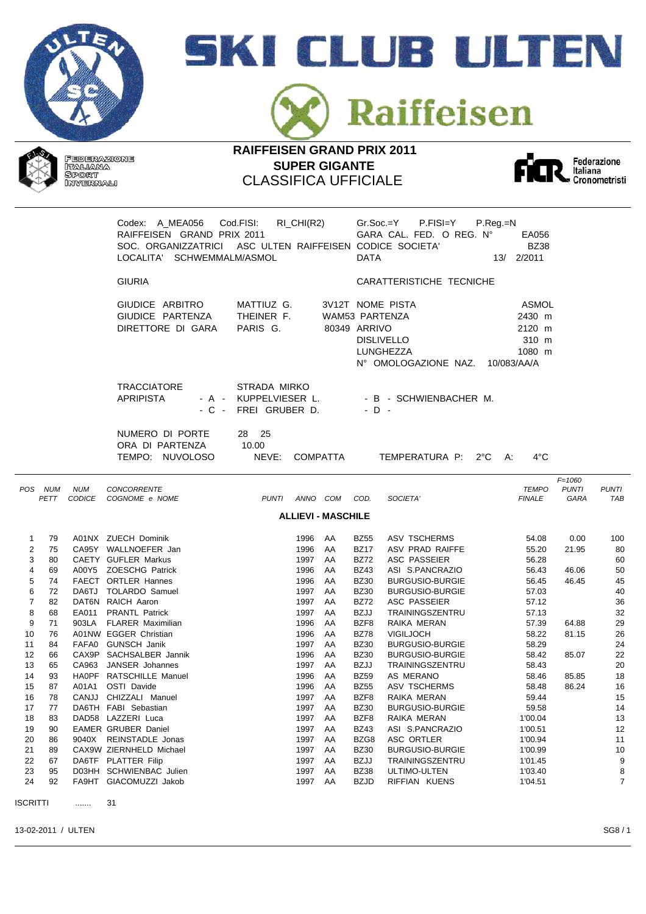# SKI CLUB ULTEN

# Raiffeisen

FEDERAZIONE ITALIANA SPORT INVERNALI

## RAIFFEISEN GRAND PRIX 2011
## SUPER GIGANTE
## CLASSIFICA UFFICIALE

Federazione Italiana Cronometristi

Codex: A_MEA056 Cod.FISI: RI_CHI(R2) Gr.Soc.=Y P.FISI=Y P.Reg.=N
RAIFFEISEN GRAND PRIX 2011 GARA CAL. FED. O REG. N° EA056
SOC. ORGANIZZATRICI ASC ULTEN RAIFFEISEN CODICE SOCIETA' BZ38
LOCALITA' SCHWEMMALM/ASMOL DATA 13/ 2/2011

GIURIA

GIUDICE ARBITRO MATTIUZ G. 3V12T
GIUDICE PARTENZA THEINER F. WAM53
DIRETTORE DI GARA PARIS G. 80349

CARATTERISTICHE TECNICHE

NOME PISTA ASMOL
PARTENZA 2430 m
ARRIVO 2120 m
DISLIVELLO 310 m
LUNGHEZZA 1080 m
N° OMOLOGAZIONE NAZ. 10/083/AA/A

TRACCIATORE STRADA MIRKO
APRIPISTA - A - KUPPELVIESER L. - B - SCHWIENBACHER M.
- C - FREI GRUBER D. - D -

NUMERO DI PORTE 28 25
ORA DI PARTENZA 10.00
TEMPO: NUVOLOSO NEVE: COMPATTA TEMPERATURA P: 2°C A: 4°C

F=1060

| POS | NUM PETT | NUM CODICE | CONCORRENTE COGNOME e NOME | PUNTI | ANNO | COM | COD. | SOCIETA' | TEMPO FINALE | PUNTI GARA | PUNTI TAB |
|---|---|---|---|---|---|---|---|---|---|---|---|
| | | | **ALLIEVI - MASCHILE** | | | | | | | | |
| 1 | 79 | A01NX | ZUECH Dominik | | 1996 | AA | BZ55 | ASV TSCHERMS | 54.08 | 0.00 | 100 |
| 2 | 75 | CA95Y | WALLNOEFER Jan | | 1996 | AA | BZ17 | ASV PRAD RAIFFE | 55.20 | 21.95 | 80 |
| 3 | 80 | CAETY | GUFLER Markus | | 1997 | AA | BZ72 | ASC PASSEIER | 56.28 | | 60 |
| 4 | 69 | A00Y5 | ZOESCHG Patrick | | 1996 | AA | BZ43 | ASI S.PANCRAZIO | 56.43 | 46.06 | 50 |
| 5 | 74 | FAECT | ORTLER Hannes | | 1996 | AA | BZ30 | BURGUSIO-BURGIE | 56.45 | 46.45 | 45 |
| 6 | 72 | DA6TJ | TOLARDO Samuel | | 1997 | AA | BZ30 | BURGUSIO-BURGIE | 57.03 | | 40 |
| 7 | 82 | DAT6N | RAICH Aaron | | 1997 | AA | BZ72 | ASC PASSEIER | 57.12 | | 36 |
| 8 | 68 | EA011 | PRANTL Patrick | | 1997 | AA | BZJJ | TRAININGSZENTRU | 57.13 | | 32 |
| 9 | 71 | 903LA | FLARER Maximilian | | 1996 | AA | BZF8 | RAIKA MERAN | 57.39 | 64.88 | 29 |
| 10 | 76 | A01NW | EGGER Christian | | 1996 | AA | BZ78 | VIGILJOCH | 58.22 | 81.15 | 26 |
| 11 | 84 | FAFA0 | GUNSCH Janik | | 1997 | AA | BZ30 | BURGUSIO-BURGIE | 58.29 | | 24 |
| 12 | 66 | CAX9P | SACHSALBER Jannik | | 1996 | AA | BZ30 | BURGUSIO-BURGIE | 58.42 | 85.07 | 22 |
| 13 | 65 | CA963 | JANSER Johannes | | 1997 | AA | BZJJ | TRAININGSZENTRU | 58.43 | | 20 |
| 14 | 93 | HA0PF | RATSCHILLE Manuel | | 1996 | AA | BZ59 | AS MERANO | 58.46 | 85.85 | 18 |
| 15 | 87 | A01A1 | OSTI Davide | | 1996 | AA | BZ55 | ASV TSCHERMS | 58.48 | 86.24 | 16 |
| 16 | 78 | CANJJ | CHIZZALI Manuel | | 1997 | AA | BZF8 | RAIKA MERAN | 59.44 | | 15 |
| 17 | 77 | DA6TH | FABI Sebastian | | 1997 | AA | BZ30 | BURGUSIO-BURGIE | 59.58 | | 14 |
| 18 | 83 | DAD58 | LAZZERI Luca | | 1997 | AA | BZF8 | RAIKA MERAN | 1'00.04 | | 13 |
| 19 | 90 | EAMER | GRUBER Daniel | | 1997 | AA | BZ43 | ASI S.PANCRAZIO | 1'00.51 | | 12 |
| 20 | 86 | 9040X | REINSTADLE Jonas | | 1997 | AA | BZG8 | ASC ORTLER | 1'00.94 | | 11 |
| 21 | 89 | CAX9W | ZIERNHELD Michael | | 1997 | AA | BZ30 | BURGUSIO-BURGIE | 1'00.99 | | 10 |
| 22 | 67 | DA6TF | PLATTER Filip | | 1997 | AA | BZJJ | TRAININGSZENTRU | 1'01.45 | | 9 |
| 23 | 95 | D03HH | SCHWIENBAC Julien | | 1997 | AA | BZ38 | ULTIMO-ULTEN | 1'03.40 | | 8 |
| 24 | 92 | FA9HT | GIACOMUZZI Jakob | | 1997 | AA | BZJD | RIFFIAN KUENS | 1'04.51 | | 7 |

ISCRITTI ....... 31

13-02-2011 / ULTEN SG8 / 1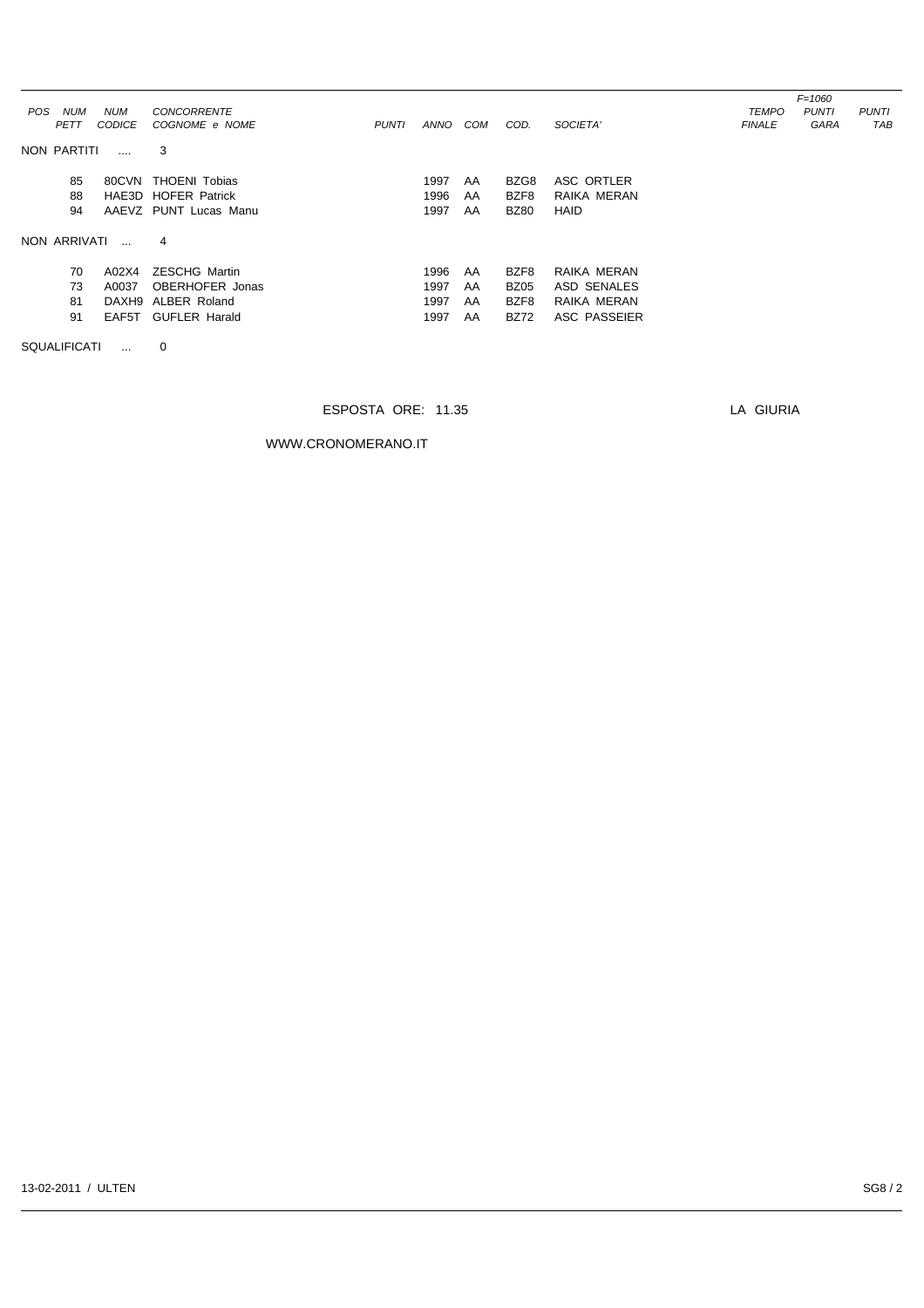| POS | NUM PETT | NUM CODICE | CONCORRENTE COGNOME e NOME | PUNTI | ANNO | COM | COD. | SOCIETA' | TEMPO FINALE | F=1060 PUNTI GARA | PUNTI TAB |
|---|---|---|---|---|---|---|---|---|---|---|---|
| NON PARTITI | | .... | 3 | | | | | | | | |
| | 85 | 80CVN | THOENI Tobias | | 1997 | AA | BZG8 | ASC ORTLER | | | |
| | 88 | HAE3D | HOFER Patrick | | 1996 | AA | BZF8 | RAIKA MERAN | | | |
| | 94 | AAEVZ | PUNT Lucas Manu | | 1997 | AA | BZ80 | HAID | | | |
| NON ARRIVATI | | ... | 4 | | | | | | | | |
| | 70 | A02X4 | ZESCHG Martin | | 1996 | AA | BZF8 | RAIKA MERAN | | | |
| | 73 | A0037 | OBERHOFER Jonas | | 1997 | AA | BZ05 | ASD SENALES | | | |
| | 81 | DAXH9 | ALBER Roland | | 1997 | AA | BZF8 | RAIKA MERAN | | | |
| | 91 | EAF5T | GUFLER Harald | | 1997 | AA | BZ72 | ASC PASSEIER | | | |
| SQUALIFICATI | | ... | 0 | | | | | | | | |

ESPOSTA ORE: 11.35

LA GIURIA

WWW.CRONOMERANO.IT

13-02-2011 / ULTEN

SG8 / 2